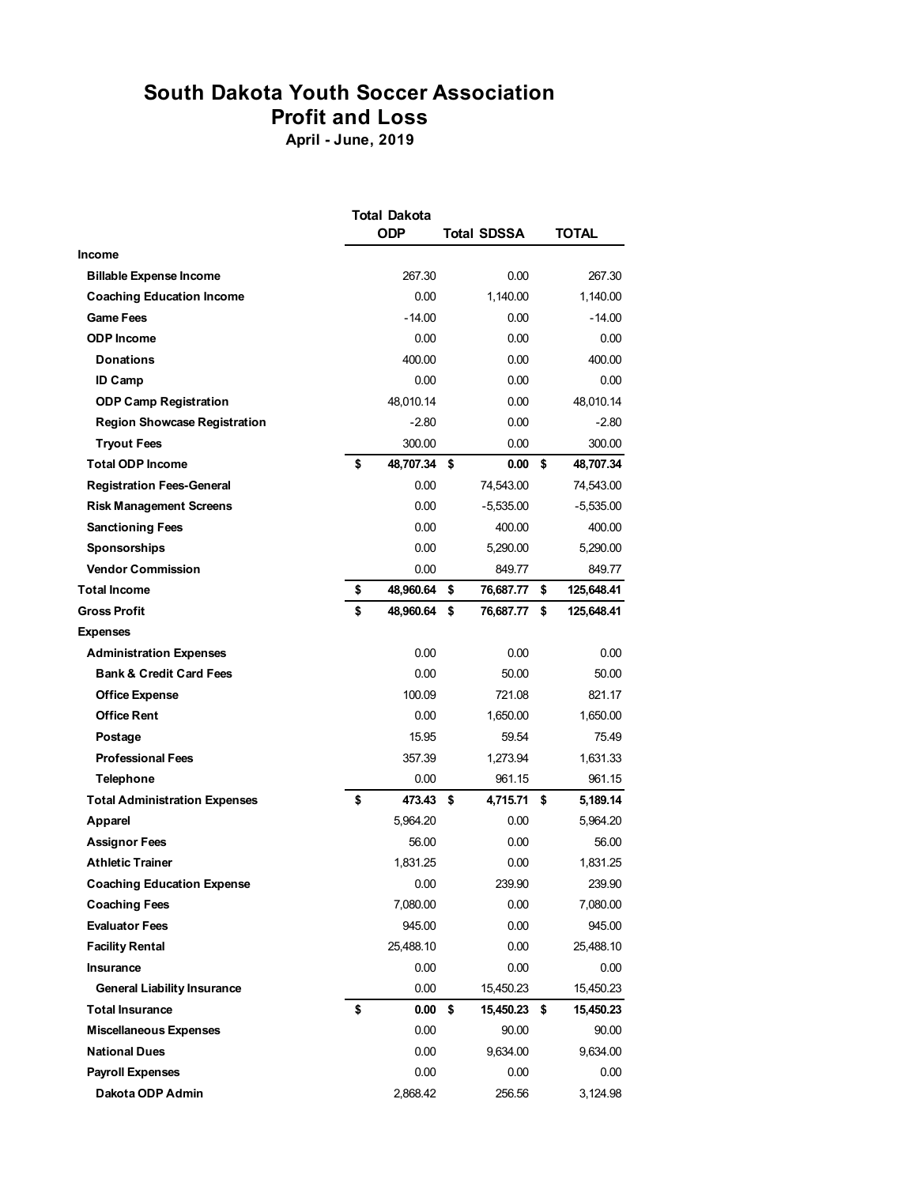# South Dakota Youth Soccer Association

## Profit and Loss

### April - June, 2019

| | Total Dakota ODP | Total SDSSA | TOTAL |
|---|---|---|---|
| **Income** | | | |
| Billable Expense Income | 267.30 | 0.00 | 267.30 |
| Coaching Education Income | 0.00 | 1,140.00 | 1,140.00 |
| Game Fees | -14.00 | 0.00 | -14.00 |
| ODP Income | 0.00 | 0.00 | 0.00 |
| Donations | 400.00 | 0.00 | 400.00 |
| ID Camp | 0.00 | 0.00 | 0.00 |
| ODP Camp Registration | 48,010.14 | 0.00 | 48,010.14 |
| Region Showcase Registration | -2.80 | 0.00 | -2.80 |
| Tryout Fees | 300.00 | 0.00 | 300.00 |
| **Total ODP Income** | **$ 48,707.34** | **$ 0.00** | **$ 48,707.34** |
| Registration Fees-General | 0.00 | 74,543.00 | 74,543.00 |
| Risk Management Screens | 0.00 | -5,535.00 | -5,535.00 |
| Sanctioning Fees | 0.00 | 400.00 | 400.00 |
| Sponsorships | 0.00 | 5,290.00 | 5,290.00 |
| Vendor Commission | 0.00 | 849.77 | 849.77 |
| **Total Income** | **$ 48,960.64** | **$ 76,687.77** | **$ 125,648.41** |
| **Gross Profit** | **$ 48,960.64** | **$ 76,687.77** | **$ 125,648.41** |
| **Expenses** | | | |
| Administration Expenses | 0.00 | 0.00 | 0.00 |
| Bank & Credit Card Fees | 0.00 | 50.00 | 50.00 |
| Office Expense | 100.09 | 721.08 | 821.17 |
| Office Rent | 0.00 | 1,650.00 | 1,650.00 |
| Postage | 15.95 | 59.54 | 75.49 |
| Professional Fees | 357.39 | 1,273.94 | 1,631.33 |
| Telephone | 0.00 | 961.15 | 961.15 |
| **Total Administration Expenses** | **$ 473.43** | **$ 4,715.71** | **$ 5,189.14** |
| Apparel | 5,964.20 | 0.00 | 5,964.20 |
| Assignor Fees | 56.00 | 0.00 | 56.00 |
| Athletic Trainer | 1,831.25 | 0.00 | 1,831.25 |
| Coaching Education Expense | 0.00 | 239.90 | 239.90 |
| Coaching Fees | 7,080.00 | 0.00 | 7,080.00 |
| Evaluator Fees | 945.00 | 0.00 | 945.00 |
| Facility Rental | 25,488.10 | 0.00 | 25,488.10 |
| Insurance | 0.00 | 0.00 | 0.00 |
| General Liability Insurance | 0.00 | 15,450.23 | 15,450.23 |
| **Total Insurance** | **$ 0.00** | **$ 15,450.23** | **$ 15,450.23** |
| Miscellaneous Expenses | 0.00 | 90.00 | 90.00 |
| National Dues | 0.00 | 9,634.00 | 9,634.00 |
| Payroll Expenses | 0.00 | 0.00 | 0.00 |
| Dakota ODP Admin | 2,868.42 | 256.56 | 3,124.98 |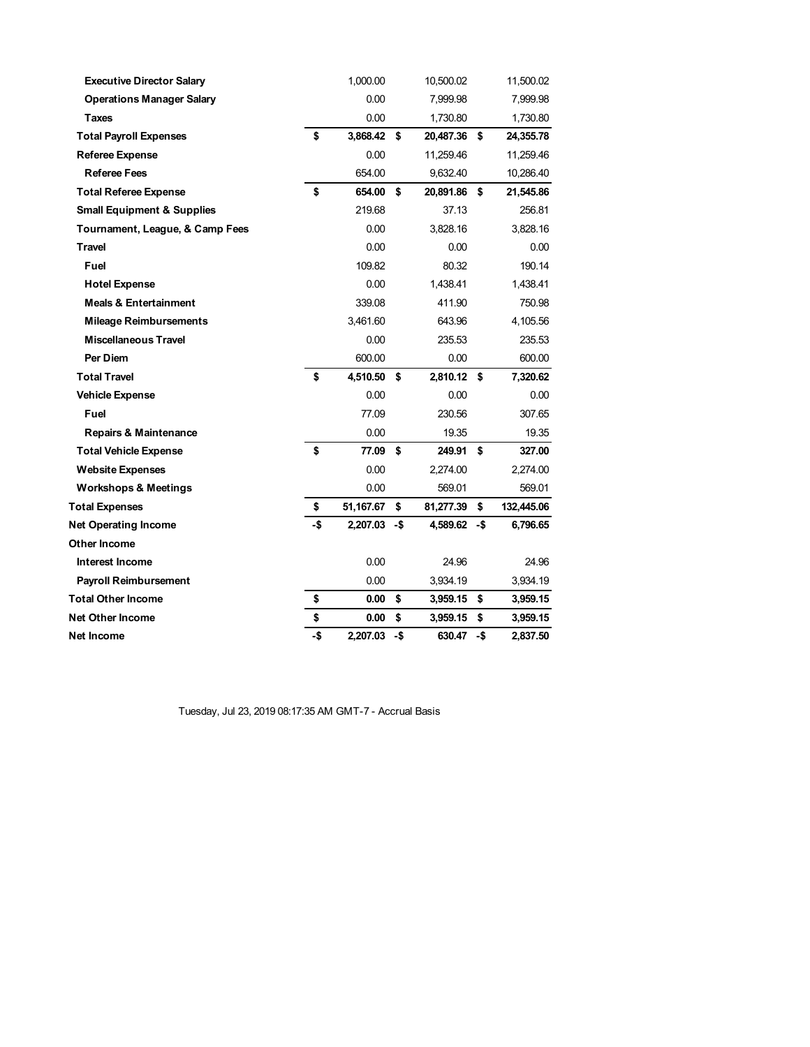| | | | |
|---|---|---|---|
| Executive Director Salary | 1,000.00 | 10,500.02 | 11,500.02 |
| Operations Manager Salary | 0.00 | 7,999.98 | 7,999.98 |
| Taxes | 0.00 | 1,730.80 | 1,730.80 |
| **Total Payroll Expenses** | **$ 3,868.42** | **$ 20,487.36** | **$ 24,355.78** |
| Referee Expense | 0.00 | 11,259.46 | 11,259.46 |
| Referee Fees | 654.00 | 9,632.40 | 10,286.40 |
| **Total Referee Expense** | **$ 654.00** | **$ 20,891.86** | **$ 21,545.86** |
| Small Equipment & Supplies | 219.68 | 37.13 | 256.81 |
| Tournament, League, & Camp Fees | 0.00 | 3,828.16 | 3,828.16 |
| Travel | 0.00 | 0.00 | 0.00 |
| Fuel | 109.82 | 80.32 | 190.14 |
| Hotel Expense | 0.00 | 1,438.41 | 1,438.41 |
| Meals & Entertainment | 339.08 | 411.90 | 750.98 |
| Mileage Reimbursements | 3,461.60 | 643.96 | 4,105.56 |
| Miscellaneous Travel | 0.00 | 235.53 | 235.53 |
| Per Diem | 600.00 | 0.00 | 600.00 |
| **Total Travel** | **$ 4,510.50** | **$ 2,810.12** | **$ 7,320.62** |
| Vehicle Expense | 0.00 | 0.00 | 0.00 |
| Fuel | 77.09 | 230.56 | 307.65 |
| Repairs & Maintenance | 0.00 | 19.35 | 19.35 |
| **Total Vehicle Expense** | **$ 77.09** | **$ 249.91** | **$ 327.00** |
| Website Expenses | 0.00 | 2,274.00 | 2,274.00 |
| Workshops & Meetings | 0.00 | 569.01 | 569.01 |
| **Total Expenses** | **$ 51,167.67** | **$ 81,277.39** | **$ 132,445.06** |
| **Net Operating Income** | **-$ 2,207.03** | **-$ 4,589.62** | **-$ 6,796.65** |
| Other Income | | | |
| Interest Income | 0.00 | 24.96 | 24.96 |
| Payroll Reimbursement | 0.00 | 3,934.19 | 3,934.19 |
| **Total Other Income** | **$ 0.00** | **$ 3,959.15** | **$ 3,959.15** |
| **Net Other Income** | **$ 0.00** | **$ 3,959.15** | **$ 3,959.15** |
| **Net Income** | **-$ 2,207.03** | **-$ 630.47** | **-$ 2,837.50** |

Tuesday, Jul 23, 2019 08:17:35 AM GMT-7 - Accrual Basis